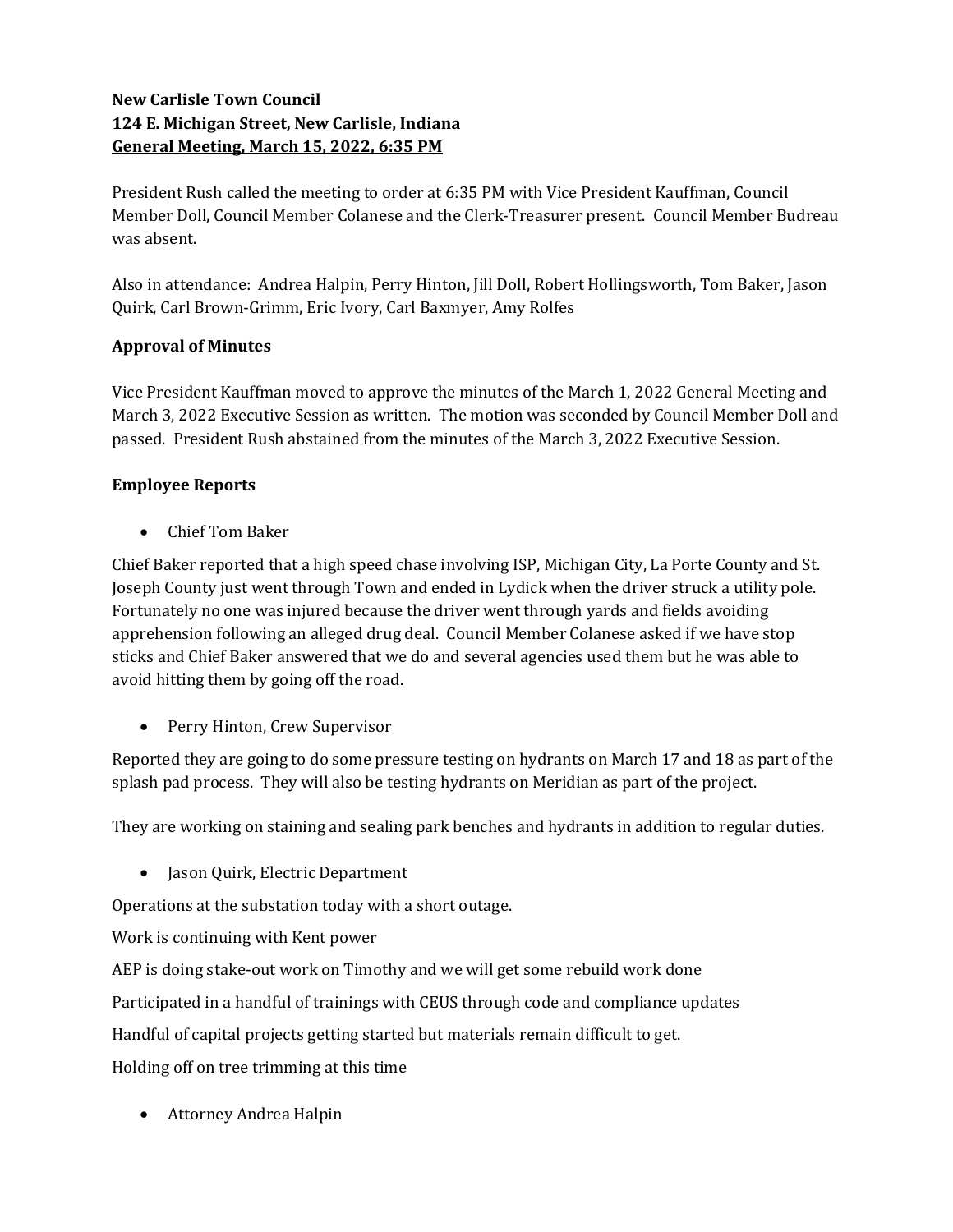**New Carlisle Town Council**
**124 E. Michigan Street, New Carlisle, Indiana**
**General Meeting, March 15, 2022, 6:35 PM**

President Rush called the meeting to order at 6:35 PM with Vice President Kauffman, Council Member Doll, Council Member Colanese and the Clerk-Treasurer present. Council Member Budreau was absent.

Also in attendance: Andrea Halpin, Perry Hinton, Jill Doll, Robert Hollingsworth, Tom Baker, Jason Quirk, Carl Brown-Grimm, Eric Ivory, Carl Baxmyer, Amy Rolfes

**Approval of Minutes**

Vice President Kauffman moved to approve the minutes of the March 1, 2022 General Meeting and March 3, 2022 Executive Session as written. The motion was seconded by Council Member Doll and passed. President Rush abstained from the minutes of the March 3, 2022 Executive Session.

**Employee Reports**

- Chief Tom Baker

Chief Baker reported that a high speed chase involving ISP, Michigan City, La Porte County and St. Joseph County just went through Town and ended in Lydick when the driver struck a utility pole. Fortunately no one was injured because the driver went through yards and fields avoiding apprehension following an alleged drug deal. Council Member Colanese asked if we have stop sticks and Chief Baker answered that we do and several agencies used them but he was able to avoid hitting them by going off the road.

- Perry Hinton, Crew Supervisor

Reported they are going to do some pressure testing on hydrants on March 17 and 18 as part of the splash pad process. They will also be testing hydrants on Meridian as part of the project.

They are working on staining and sealing park benches and hydrants in addition to regular duties.

- Jason Quirk, Electric Department

Operations at the substation today with a short outage.

Work is continuing with Kent power

AEP is doing stake-out work on Timothy and we will get some rebuild work done

Participated in a handful of trainings with CEUS through code and compliance updates

Handful of capital projects getting started but materials remain difficult to get.

Holding off on tree trimming at this time

- Attorney Andrea Halpin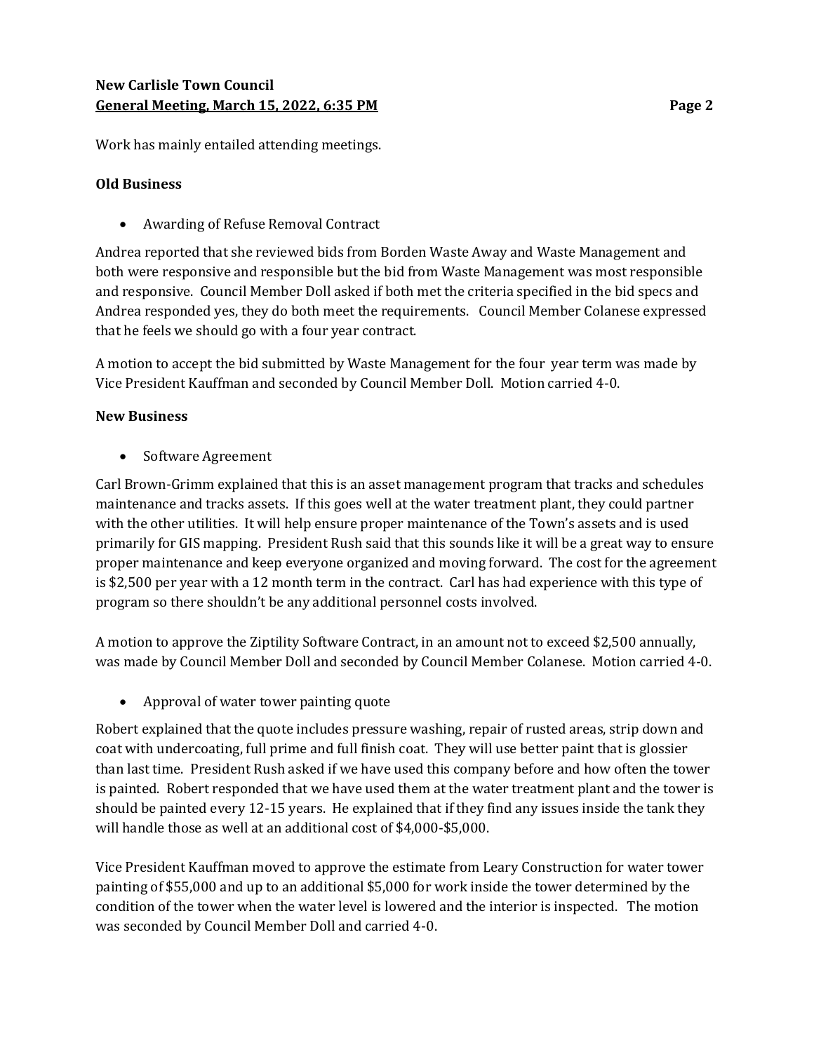Work has mainly entailed attending meetings.

**Old Business**

- Awarding of Refuse Removal Contract

Andrea reported that she reviewed bids from Borden Waste Away and Waste Management and both were responsive and responsible but the bid from Waste Management was most responsible and responsive. Council Member Doll asked if both met the criteria specified in the bid specs and Andrea responded yes, they do both meet the requirements. Council Member Colanese expressed that he feels we should go with a four year contract.

A motion to accept the bid submitted by Waste Management for the four year term was made by Vice President Kauffman and seconded by Council Member Doll. Motion carried 4-0.

**New Business**

- Software Agreement

Carl Brown-Grimm explained that this is an asset management program that tracks and schedules maintenance and tracks assets. If this goes well at the water treatment plant, they could partner with the other utilities. It will help ensure proper maintenance of the Town's assets and is used primarily for GIS mapping. President Rush said that this sounds like it will be a great way to ensure proper maintenance and keep everyone organized and moving forward. The cost for the agreement is $2,500 per year with a 12 month term in the contract. Carl has had experience with this type of program so there shouldn't be any additional personnel costs involved.

A motion to approve the Ziptility Software Contract, in an amount not to exceed $2,500 annually, was made by Council Member Doll and seconded by Council Member Colanese. Motion carried 4-0.

- Approval of water tower painting quote

Robert explained that the quote includes pressure washing, repair of rusted areas, strip down and coat with undercoating, full prime and full finish coat. They will use better paint that is glossier than last time. President Rush asked if we have used this company before and how often the tower is painted. Robert responded that we have used them at the water treatment plant and the tower is should be painted every 12-15 years. He explained that if they find any issues inside the tank they will handle those as well at an additional cost of $4,000-$5,000.

Vice President Kauffman moved to approve the estimate from Leary Construction for water tower painting of $55,000 and up to an additional $5,000 for work inside the tower determined by the condition of the tower when the water level is lowered and the interior is inspected. The motion was seconded by Council Member Doll and carried 4-0.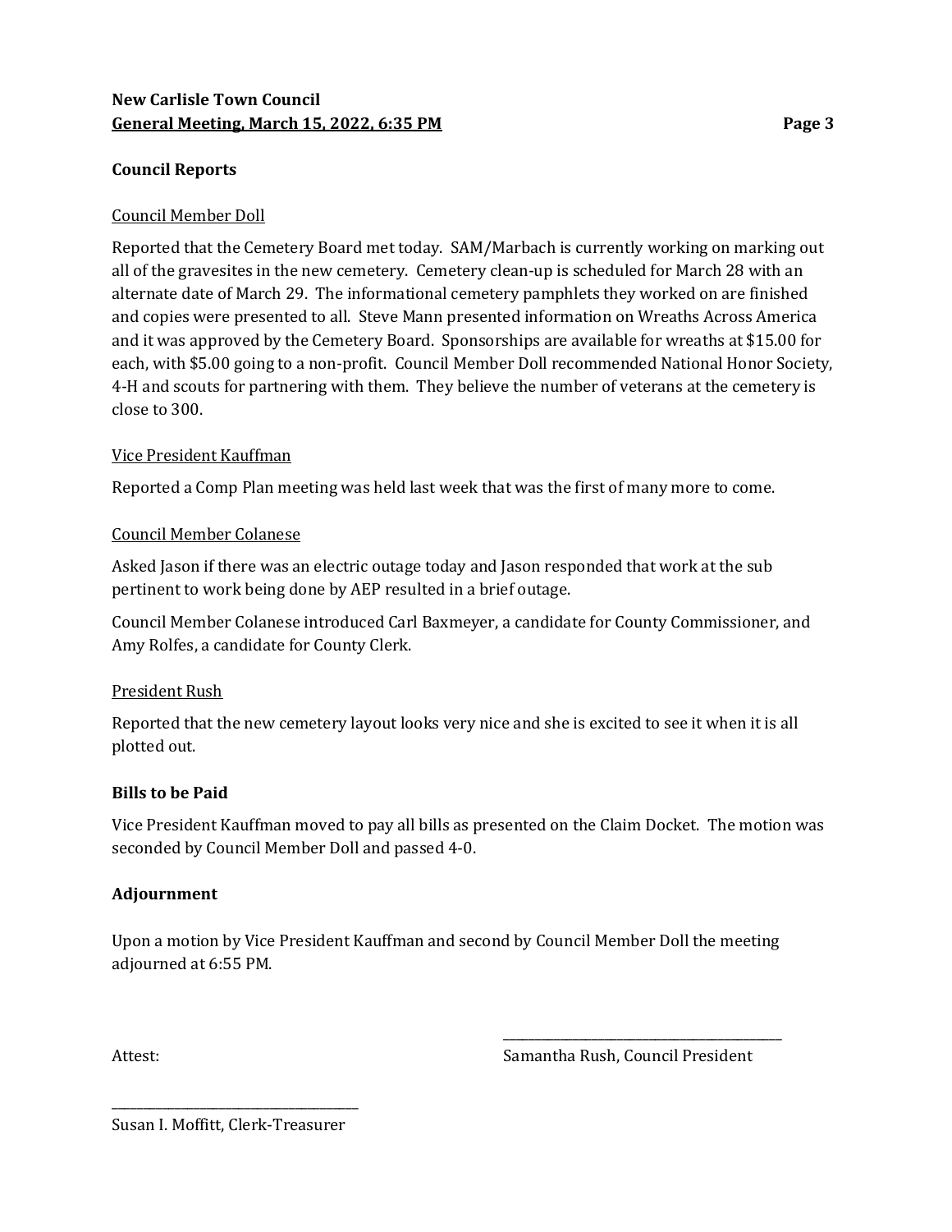**New Carlisle Town Council**
**General Meeting, March 15, 2022, 6:35 PM**

## Council Reports

Council Member Doll

Reported that the Cemetery Board met today. SAM/Marbach is currently working on marking out all of the gravesites in the new cemetery. Cemetery clean-up is scheduled for March 28 with an alternate date of March 29. The informational cemetery pamphlets they worked on are finished and copies were presented to all. Steve Mann presented information on Wreaths Across America and it was approved by the Cemetery Board. Sponsorships are available for wreaths at $15.00 for each, with $5.00 going to a non-profit. Council Member Doll recommended National Honor Society, 4-H and scouts for partnering with them. They believe the number of veterans at the cemetery is close to 300.

Vice President Kauffman

Reported a Comp Plan meeting was held last week that was the first of many more to come.

Council Member Colanese

Asked Jason if there was an electric outage today and Jason responded that work at the sub pertinent to work being done by AEP resulted in a brief outage.

Council Member Colanese introduced Carl Baxmeyer, a candidate for County Commissioner, and Amy Rolfes, a candidate for County Clerk.

President Rush

Reported that the new cemetery layout looks very nice and she is excited to see it when it is all plotted out.

## Bills to be Paid

Vice President Kauffman moved to pay all bills as presented on the Claim Docket. The motion was seconded by Council Member Doll and passed 4-0.

## Adjournment

Upon a motion by Vice President Kauffman and second by Council Member Doll the meeting adjourned at 6:55 PM.

Attest:

\_\_\_\_\_\_\_\_\_\_\_\_\_\_\_\_\_\_\_\_\_\_\_\_\_\_\_\_\_\_\_\_\_\_\_\_\_\_
Samantha Rush, Council President

\_\_\_\_\_\_\_\_\_\_\_\_\_\_\_\_\_\_\_\_\_\_\_\_\_\_\_\_\_\_\_\_\_\_\_\_\_\_
Susan I. Moffitt, Clerk-Treasurer